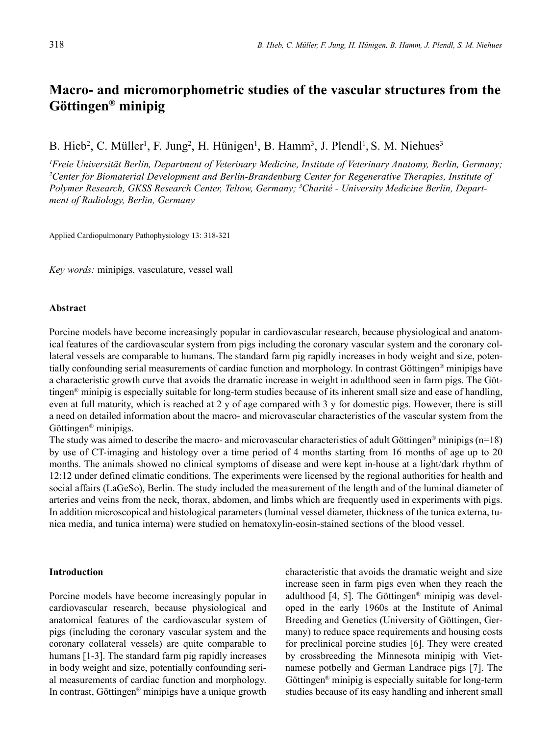# Macro- and micromorphometric studies of the vascular structures from the Göttingen® minipig

B. Hieb[2], C. Müller[1], F. Jung[2], H. Hünigen[1], B. Hamm[3], J. Plendl[1], S. M. Niehues[3]

*[1]Freie Universität Berlin, Department of Veterinary Medicine, Institute of Veterinary Anatomy, Berlin, Germany; [2]Center for Biomaterial Development and Berlin-Brandenburg Center for Regenerative Therapies, Institute of Polymer Research, GKSS Research Center, Teltow, Germany; [3]Charité - University Medicine Berlin, Department of Radiology, Berlin, Germany*

Applied Cardiopulmonary Pathophysiology 13: 318-321

*Key words:* minipigs, vasculature, vessel wall

### Abstract

Porcine models have become increasingly popular in cardiovascular research, because physiological and anatomical features of the cardiovascular system from pigs including the coronary vascular system and the coronary collateral vessels are comparable to humans. The standard farm pig rapidly increases in body weight and size, potentially confounding serial measurements of cardiac function and morphology. In contrast Göttingen® minipigs have a characteristic growth curve that avoids the dramatic increase in weight in adulthood seen in farm pigs. The Göttingen® minipig is especially suitable for long-term studies because of its inherent small size and ease of handling, even at full maturity, which is reached at 2 y of age compared with 3 y for domestic pigs. However, there is still a need on detailed information about the macro- and microvascular characteristics of the vascular system from the Göttingen® minipigs.

The study was aimed to describe the macro- and microvascular characteristics of adult Göttingen® minipigs (n=18) by use of CT-imaging and histology over a time period of 4 months starting from 16 months of age up to 20 months. The animals showed no clinical symptoms of disease and were kept in-house at a light/dark rhythm of 12:12 under defined climatic conditions. The experiments were licensed by the regional authorities for health and social affairs (LaGeSo), Berlin. The study included the measurement of the length and of the luminal diameter of arteries and veins from the neck, thorax, abdomen, and limbs which are frequently used in experiments with pigs. In addition microscopical and histological parameters (luminal vessel diameter, thickness of the tunica externa, tunica media, and tunica interna) were studied on hematoxylin-eosin-stained sections of the blood vessel.

### Introduction

Porcine models have become increasingly popular in cardiovascular research, because physiological and anatomical features of the cardiovascular system of pigs (including the coronary vascular system and the coronary collateral vessels) are quite comparable to humans [1-3]. The standard farm pig rapidly increases in body weight and size, potentially confounding serial measurements of cardiac function and morphology. In contrast, Göttingen® minipigs have a unique growth characteristic that avoids the dramatic weight and size increase seen in farm pigs even when they reach the adulthood [4, 5]. The Göttingen® minipig was developed in the early 1960s at the Institute of Animal Breeding and Genetics (University of Göttingen, Germany) to reduce space requirements and housing costs for preclinical porcine studies [6]. They were created by crossbreeding the Minnesota minipig with Vietnamese potbelly and German Landrace pigs [7]. The Göttingen® minipig is especially suitable for long-term studies because of its easy handling and inherent small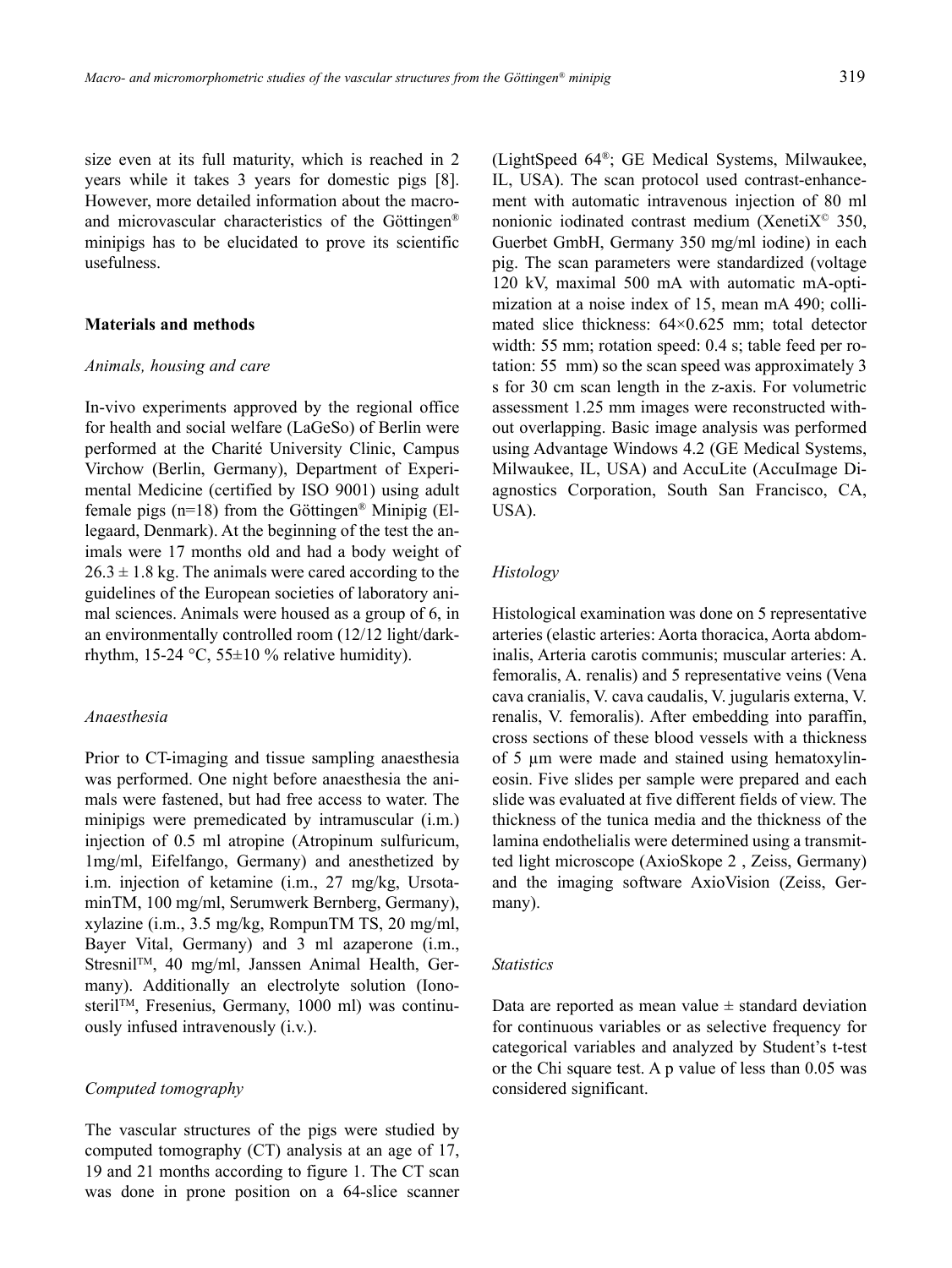size even at its full maturity, which is reached in 2 years while it takes 3 years for domestic pigs [8]. However, more detailed information about the macro- and microvascular characteristics of the Göttingen® minipigs has to be elucidated to prove its scientific usefulness.

## Materials and methods

### *Animals, housing and care*

In-vivo experiments approved by the regional office for health and social welfare (LaGeSo) of Berlin were performed at the Charité University Clinic, Campus Virchow (Berlin, Germany), Department of Experimental Medicine (certified by ISO 9001) using adult female pigs (n=18) from the Göttingen® Minipig (Ellegaard, Denmark). At the beginning of the test the animals were 17 months old and had a body weight of $26.3 \pm 1.8$ kg. The animals were cared according to the guidelines of the European societies of laboratory animal sciences. Animals were housed as a group of 6, in an environmentally controlled room (12/12 light/dark-rhythm, 15-24 °C, 55±10 % relative humidity).

### *Anaesthesia*

Prior to CT-imaging and tissue sampling anaesthesia was performed. One night before anaesthesia the animals were fastened, but had free access to water. The minipigs were premedicated by intramuscular (i.m.) injection of 0.5 ml atropine (Atropinum sulfuricum, 1mg/ml, Eifelfango, Germany) and anesthetized by i.m. injection of ketamine (i.m., 27 mg/kg, UrsotaminTM, 100 mg/ml, Serumwerk Bernberg, Germany), xylazine (i.m., 3.5 mg/kg, RompunTM TS, 20 mg/ml, Bayer Vital, Germany) and 3 ml azaperone (i.m., Stresnil™, 40 mg/ml, Janssen Animal Health, Germany). Additionally an electrolyte solution (Ionosteril™, Fresenius, Germany, 1000 ml) was continuously infused intravenously (i.v.).

### *Computed tomography*

The vascular structures of the pigs were studied by computed tomography (CT) analysis at an age of 17, 19 and 21 months according to figure 1. The CT scan was done in prone position on a 64-slice scanner (LightSpeed 64®; GE Medical Systems, Milwaukee, IL, USA). The scan protocol used contrast-enhancement with automatic intravenous injection of 80 ml nonionic iodinated contrast medium (XenetiX© 350, Guerbet GmbH, Germany 350 mg/ml iodine) in each pig. The scan parameters were standardized (voltage 120 kV, maximal 500 mA with automatic mA-optimization at a noise index of 15, mean mA 490; collimated slice thickness: 64×0.625 mm; total detector width: 55 mm; rotation speed: 0.4 s; table feed per rotation: 55 mm) so the scan speed was approximately 3 s for 30 cm scan length in the z-axis. For volumetric assessment 1.25 mm images were reconstructed without overlapping. Basic image analysis was performed using Advantage Windows 4.2 (GE Medical Systems, Milwaukee, IL, USA) and AccuLite (AccuImage Diagnostics Corporation, South San Francisco, CA, USA).

### *Histology*

Histological examination was done on 5 representative arteries (elastic arteries: Aorta thoracica, Aorta abdominalis, Arteria carotis communis; muscular arteries: A. femoralis, A. renalis) and 5 representative veins (Vena cava cranialis, V. cava caudalis, V. jugularis externa, V. renalis, V. femoralis). After embedding into paraffin, cross sections of these blood vessels with a thickness of 5 µm were made and stained using hematoxylin-eosin. Five slides per sample were prepared and each slide was evaluated at five different fields of view. The thickness of the tunica media and the thickness of the lamina endothelialis were determined using a transmitted light microscope (AxioSkope 2 , Zeiss, Germany) and the imaging software AxioVision (Zeiss, Germany).

### *Statistics*

Data are reported as mean value ± standard deviation for continuous variables or as selective frequency for categorical variables and analyzed by Student's t-test or the Chi square test. A p value of less than 0.05 was considered significant.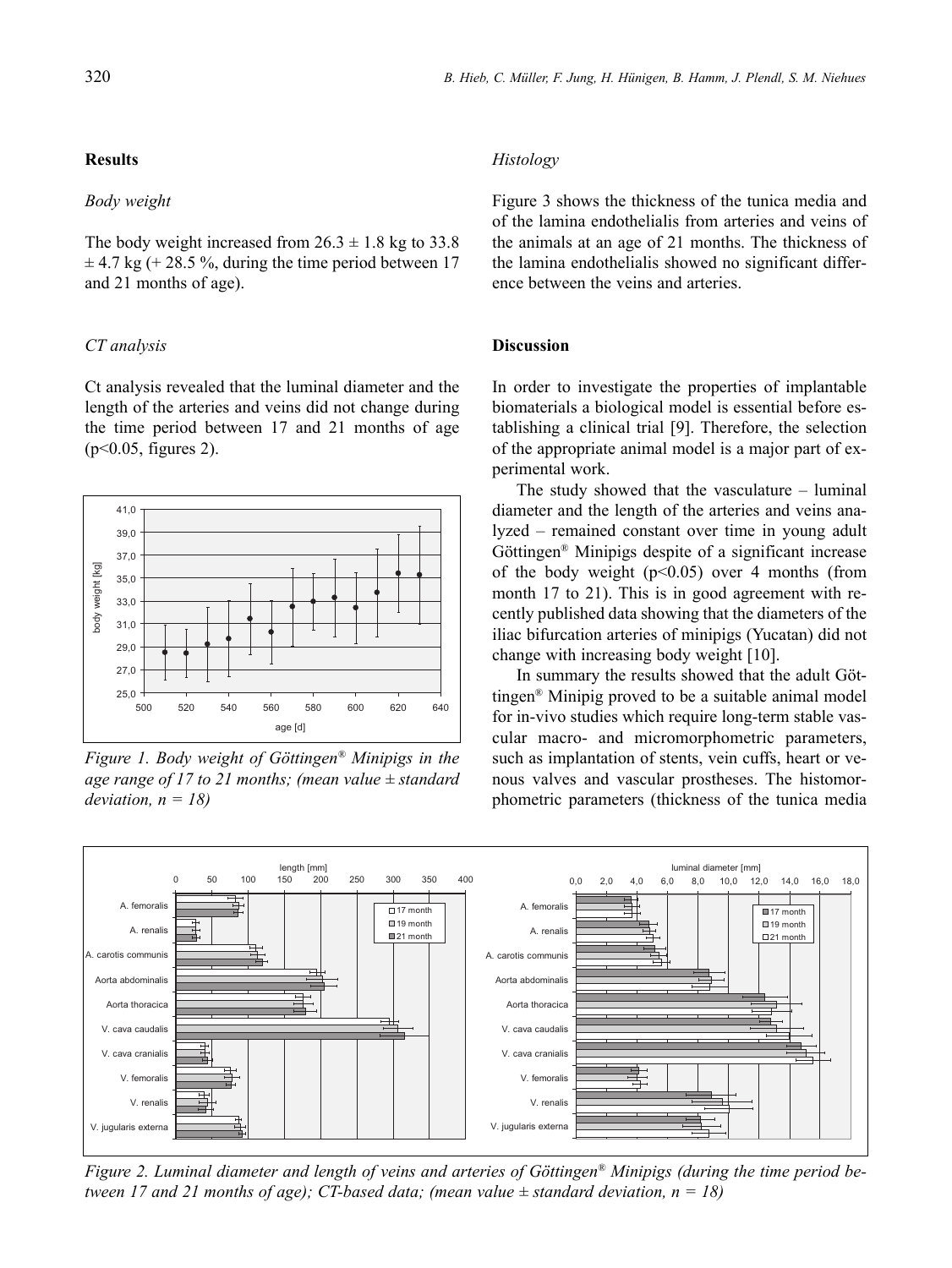## Results

### *Body weight*

The body weight increased from 26.3 ± 1.8 kg to 33.8 ± 4.7 kg (+ 28.5 %, during the time period between 17 and 21 months of age).

### *CT analysis*

Ct analysis revealed that the luminal diameter and the length of the arteries and veins did not change during the time period between 17 and 21 months of age ($p<0.05$, figures 2).

*Figure 1. Body weight of Göttingen® Minipigs in the age range of 17 to 21 months; (mean value ± standard deviation, n = 18)*

### *Histology*

Figure 3 shows the thickness of the tunica media and of the lamina endothelialis from arteries and veins of the animals at an age of 21 months. The thickness of the lamina endothelialis showed no significant difference between the veins and arteries.

## Discussion

In order to investigate the properties of implantable biomaterials a biological model is essential before establishing a clinical trial [9]. Therefore, the selection of the appropriate animal model is a major part of experimental work.

The study showed that the vasculature – luminal diameter and the length of the arteries and veins analyzed – remained constant over time in young adult Göttingen® Minipigs despite of a significant increase of the body weight ($p<0.05$) over 4 months (from month 17 to 21). This is in good agreement with recently published data showing that the diameters of the iliac bifurcation arteries of minipigs (Yucatan) did not change with increasing body weight [10].

In summary the results showed that the adult Göttingen® Minipig proved to be a suitable animal model for in-vivo studies which require long-term stable vascular macro- and micromorphometric parameters, such as implantation of stents, vein cuffs, heart or venous valves and vascular prostheses. The histomorphometric parameters (thickness of the tunica media

*Figure 2. Luminal diameter and length of veins and arteries of Göttingen® Minipigs (during the time period between 17 and 21 months of age); CT-based data; (mean value ± standard deviation, n = 18)*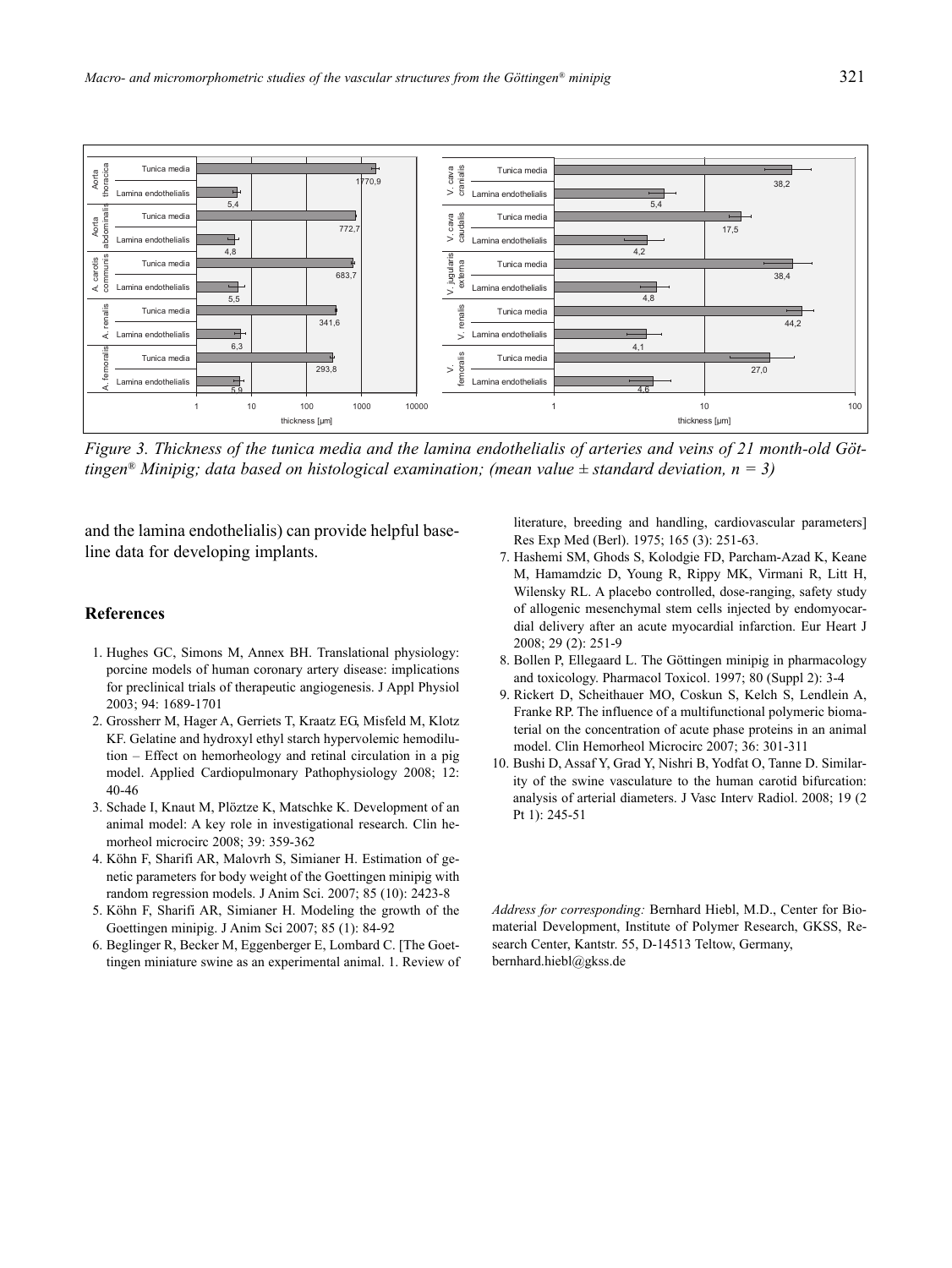Aorta thoracica
Tunica media
1770,9
Lamina endothelialis
5,4
Aorta abdominalis
Tunica media
772,7
Lamina endothelialis
4,8
A. carotis communis
Tunica media
683,7
Lamina endothelialis
5,5
A. renalis
Tunica media
341,6
Lamina endothelialis
6,3
A. femoralis
Tunica media
293,8
Lamina endothelialis
5,9
1 10 100 1000 10000
thickness [µm]

V. cava cranialis
Tunica media
38,2
Lamina endothelialis
5,4
V. cava caudalis
Tunica media
17,5
Lamina endothelialis
4,2
V. jugularis externa
Tunica media
38,4
Lamina endothelialis
4,8
V. renalis
Tunica media
44,2
Lamina endothelialis
4,1
V. femoralis
Tunica media
27,0
Lamina endothelialis
4,6
1 10 100
thickness [µm]

*Figure 3. Thickness of the tunica media and the lamina endothelialis of arteries and veins of 21 month-old Göttingen® Minipig; data based on histological examination; (mean value ± standard deviation, n = 3)*

and the lamina endothelialis) can provide helpful baseline data for developing implants.

## References

1. Hughes GC, Simons M, Annex BH. Translational physiology: porcine models of human coronary artery disease: implications for preclinical trials of therapeutic angiogenesis. J Appl Physiol 2003; 94: 1689-1701
2. Grossherr M, Hager A, Gerriets T, Kraatz EG, Misfeld M, Klotz KF. Gelatine and hydroxyl ethyl starch hypervolemic hemodilution – Effect on hemorheology and retinal circulation in a pig model. Applied Cardiopulmonary Pathophysiology 2008; 12: 40-46
3. Schade I, Knaut M, Plöztze K, Matschke K. Development of an animal model: A key role in investigational research. Clin hemorheol microcirc 2008; 39: 359-362
4. Köhn F, Sharifi AR, Malovrh S, Simianer H. Estimation of genetic parameters for body weight of the Goettingen minipig with random regression models. J Anim Sci. 2007; 85 (10): 2423-8
5. Köhn F, Sharifi AR, Simianer H. Modeling the growth of the Goettingen minipig. J Anim Sci 2007; 85 (1): 84-92
6. Beglinger R, Becker M, Eggenberger E, Lombard C. [The Goettingen miniature swine as an experimental animal. 1. Review of literature, breeding and handling, cardiovascular parameters] Res Exp Med (Berl). 1975; 165 (3): 251-63.
7. Hashemi SM, Ghods S, Kolodgie FD, Parcham-Azad K, Keane M, Hamamdzic D, Young R, Rippy MK, Virmani R, Litt H, Wilensky RL. A placebo controlled, dose-ranging, safety study of allogenic mesenchymal stem cells injected by endomyocardial delivery after an acute myocardial infarction. Eur Heart J 2008; 29 (2): 251-9
8. Bollen P, Ellegaard L. The Göttingen minipig in pharmacology and toxicology. Pharmacol Toxicol. 1997; 80 (Suppl 2): 3-4
9. Rickert D, Scheithauer MO, Coskun S, Kelch S, Lendlein A, Franke RP. The influence of a multifunctional polymeric biomaterial on the concentration of acute phase proteins in an animal model. Clin Hemorheol Microcirc 2007; 36: 301-311
10. Bushi D, Assaf Y, Grad Y, Nishri B, Yodfat O, Tanne D. Similarity of the swine vasculature to the human carotid bifurcation: analysis of arterial diameters. J Vasc Interv Radiol. 2008; 19 (2 Pt 1): 245-51

*Address for corresponding:* Bernhard Hiebl, M.D., Center for Biomaterial Development, Institute of Polymer Research, GKSS, Research Center, Kantstr. 55, D-14513 Teltow, Germany, bernhard.hiebl@gkss.de